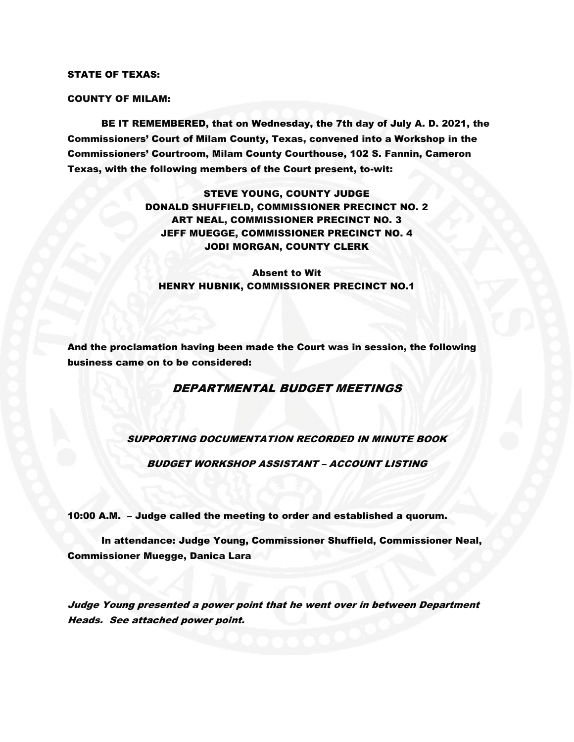**STATE OF TEXAS:**

**COUNTY OF MILAM:**

**BE IT REMEMBERED, that on Wednesday, the 7th day of July A. D. 2021, the Commissioners' Court of Milam County, Texas, convened into a Workshop in the Commissioners' Courtroom, Milam County Courthouse, 102 S. Fannin, Cameron Texas, with the following members of the Court present, to-wit:**

**STEVE YOUNG, COUNTY JUDGE**
**DONALD SHUFFIELD, COMMISSIONER PRECINCT NO. 2**
**ART NEAL, COMMISSIONER PRECINCT NO. 3**
**JEFF MUEGGE, COMMISSIONER PRECINCT NO. 4**
**JODI MORGAN, COUNTY CLERK**

**Absent to Wit**
**HENRY HUBNIK, COMMISSIONER PRECINCT NO.1**

**And the proclamation having been made the Court was in session, the following business came on to be considered:**

## *DEPARTMENTAL BUDGET MEETINGS*

***SUPPORTING DOCUMENTATION RECORDED IN MINUTE BOOK***

***BUDGET WORKSHOP ASSISTANT – ACCOUNT LISTING***

**10:00 A.M. – Judge called the meeting to order and established a quorum.**

**In attendance: Judge Young, Commissioner Shuffield, Commissioner Neal, Commissioner Muegge, Danica Lara**

***Judge Young presented a power point that he went over in between Department Heads. See attached power point.***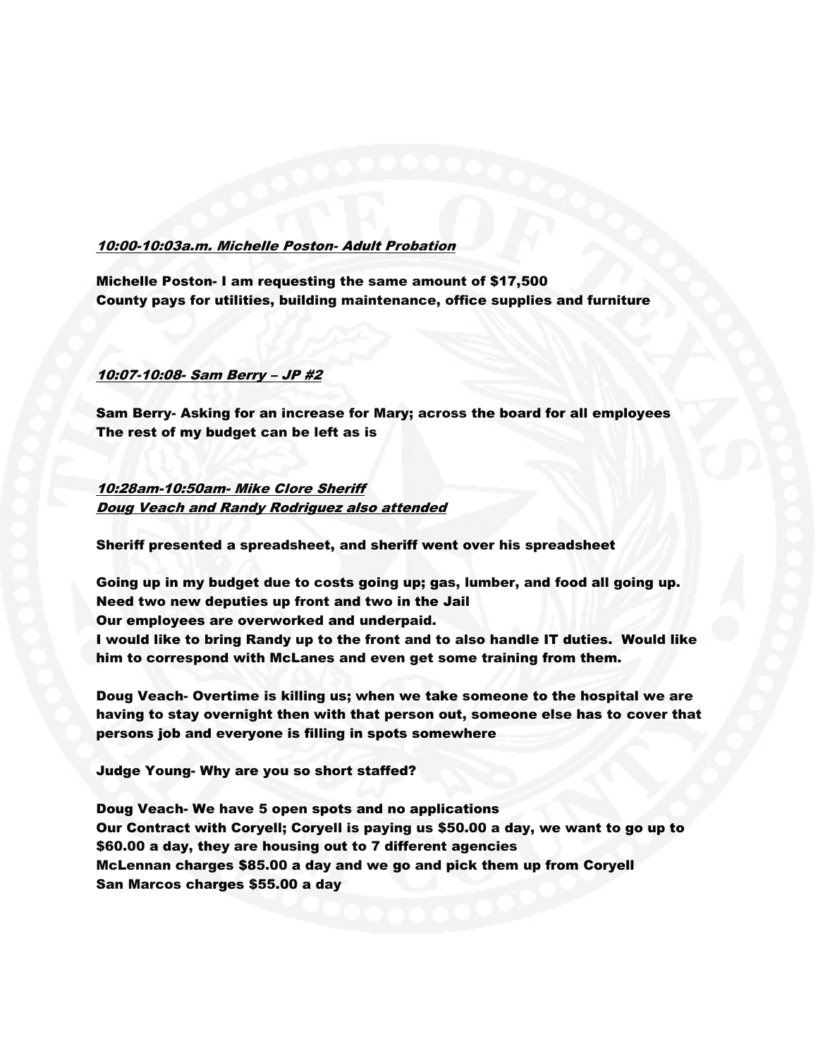***10:00-10:03a.m. Michelle Poston- Adult Probation***

**Michelle Poston- I am requesting the same amount of $17,500**
**County pays for utilities, building maintenance, office supplies and furniture**

***10:07-10:08- Sam Berry – JP #2***

**Sam Berry- Asking for an increase for Mary; across the board for all employees**
**The rest of my budget can be left as is**

***10:28am-10:50am- Mike Clore Sheriff***
***Doug Veach and Randy Rodriguez also attended***

**Sheriff presented a spreadsheet, and sheriff went over his spreadsheet**

**Going up in my budget due to costs going up; gas, lumber, and food all going up.**
**Need two new deputies up front and two in the Jail**
**Our employees are overworked and underpaid.**
**I would like to bring Randy up to the front and to also handle IT duties. Would like him to correspond with McLanes and even get some training from them.**

**Doug Veach- Overtime is killing us; when we take someone to the hospital we are having to stay overnight then with that person out, someone else has to cover that persons job and everyone is filling in spots somewhere**

**Judge Young- Why are you so short staffed?**

**Doug Veach- We have 5 open spots and no applications**
**Our Contract with Coryell; Coryell is paying us $50.00 a day, we want to go up to $60.00 a day, they are housing out to 7 different agencies**
**McLennan charges $85.00 a day and we go and pick them up from Coryell**
**San Marcos charges $55.00 a day**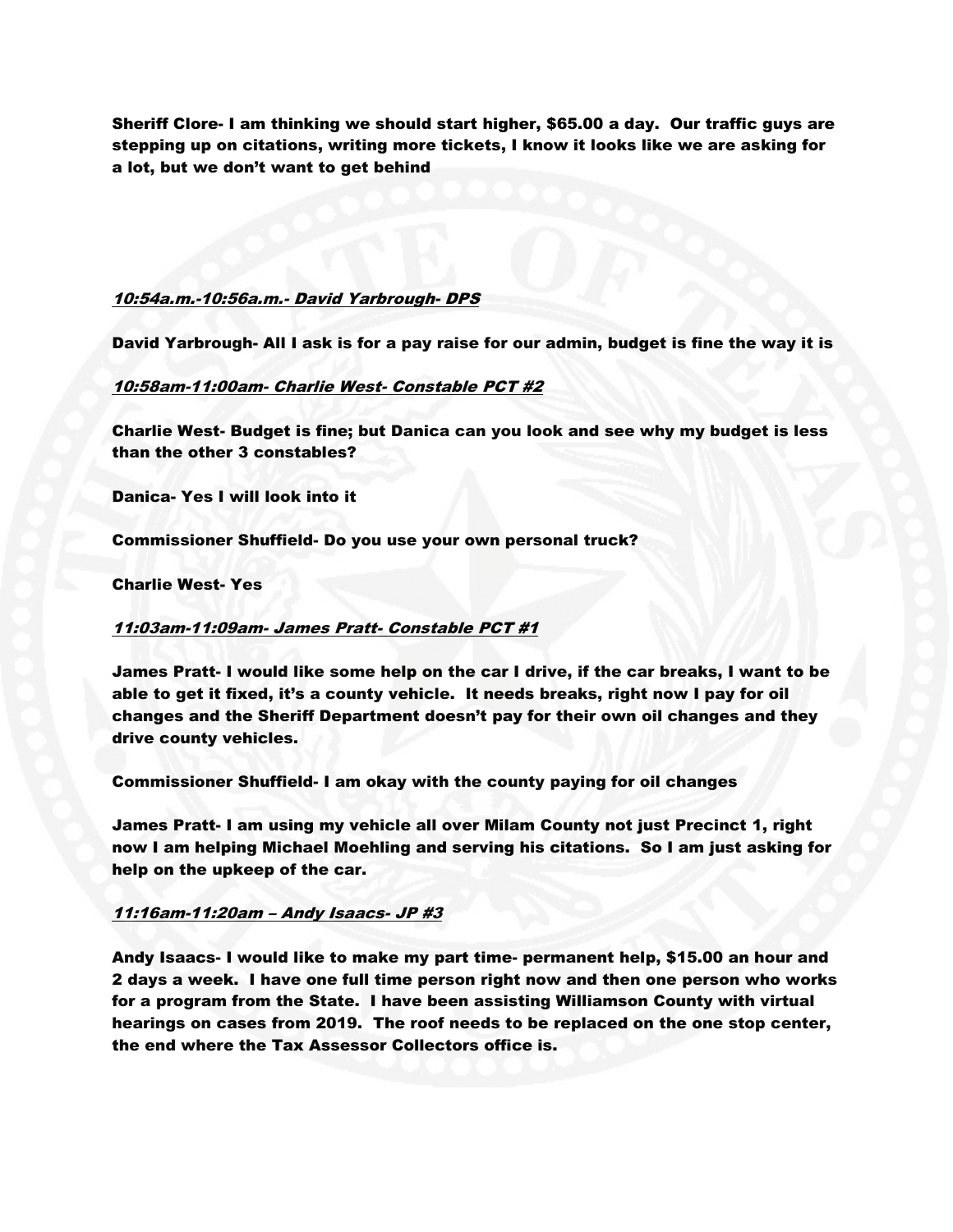**Sheriff Clore- I am thinking we should start higher, $65.00 a day. Our traffic guys are stepping up on citations, writing more tickets, I know it looks like we are asking for a lot, but we don't want to get behind**

***10:54a.m.-10:56a.m.- David Yarbrough- DPS***

**David Yarbrough- All I ask is for a pay raise for our admin, budget is fine the way it is**

***10:58am-11:00am- Charlie West- Constable PCT #2***

**Charlie West- Budget is fine; but Danica can you look and see why my budget is less than the other 3 constables?**

**Danica- Yes I will look into it**

**Commissioner Shuffield- Do you use your own personal truck?**

**Charlie West- Yes**

***11:03am-11:09am- James Pratt- Constable PCT #1***

**James Pratt- I would like some help on the car I drive, if the car breaks, I want to be able to get it fixed, it's a county vehicle. It needs breaks, right now I pay for oil changes and the Sheriff Department doesn't pay for their own oil changes and they drive county vehicles.**

**Commissioner Shuffield- I am okay with the county paying for oil changes**

**James Pratt- I am using my vehicle all over Milam County not just Precinct 1, right now I am helping Michael Moehling and serving his citations. So I am just asking for help on the upkeep of the car.**

***11:16am-11:20am – Andy Isaacs- JP #3***

**Andy Isaacs- I would like to make my part time- permanent help, $15.00 an hour and 2 days a week. I have one full time person right now and then one person who works for a program from the State. I have been assisting Williamson County with virtual hearings on cases from 2019. The roof needs to be replaced on the one stop center, the end where the Tax Assessor Collectors office is.**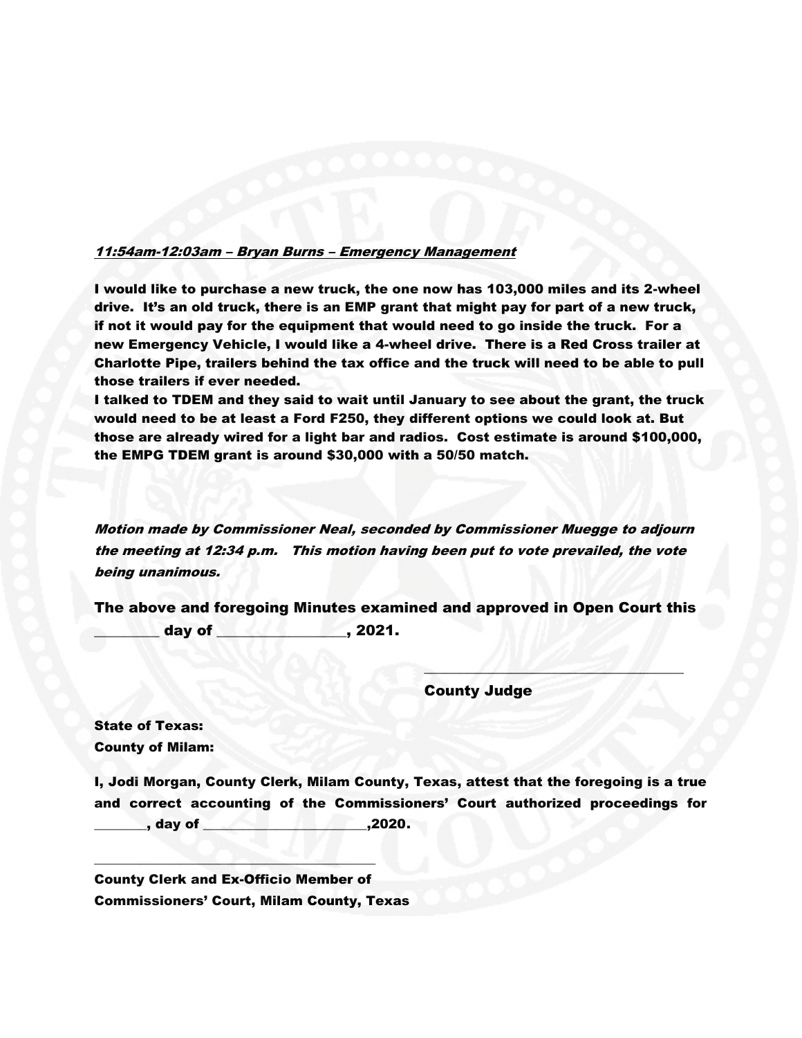***<u>11:54am-12:03am – Bryan Burns – Emergency Management</u>***

**I would like to purchase a new truck, the one now has 103,000 miles and its 2-wheel drive. It's an old truck, there is an EMP grant that might pay for part of a new truck, if not it would pay for the equipment that would need to go inside the truck. For a new Emergency Vehicle, I would like a 4-wheel drive. There is a Red Cross trailer at Charlotte Pipe, trailers behind the tax office and the truck will need to be able to pull those trailers if ever needed.**

**I talked to TDEM and they said to wait until January to see about the grant, the truck would need to be at least a Ford F250, they different options we could look at. But those are already wired for a light bar and radios. Cost estimate is around $100,000, the EMPG TDEM grant is around $30,000 with a 50/50 match.**

***Motion made by Commissioner Neal, seconded by Commissioner Muegge to adjourn the meeting at 12:34 p.m. This motion having been put to vote prevailed, the vote being unanimous.***

**The above and foregoing Minutes examined and approved in Open Court this \_\_\_\_\_\_\_\_ day of \_\_\_\_\_\_\_\_\_\_\_\_\_\_\_\_, 2021.**

\_\_\_\_\_\_\_\_\_\_\_\_\_\_\_\_\_\_\_\_\_\_\_\_\_\_\_\_\_\_\_\_\_\_\_\_

**County Judge**

**State of Texas:**
**County of Milam:**

**I, Jodi Morgan, County Clerk, Milam County, Texas, attest that the foregoing is a true and correct accounting of the Commissioners' Court authorized proceedings for \_\_\_\_\_\_\_, day of \_\_\_\_\_\_\_\_\_\_\_\_\_\_\_\_\_\_\_\_\_\_,2020.**

\_\_\_\_\_\_\_\_\_\_\_\_\_\_\_\_\_\_\_\_\_\_\_\_\_\_\_\_\_\_\_\_\_\_\_\_\_\_\_\_

**County Clerk and Ex-Officio Member of**
**Commissioners' Court, Milam County, Texas**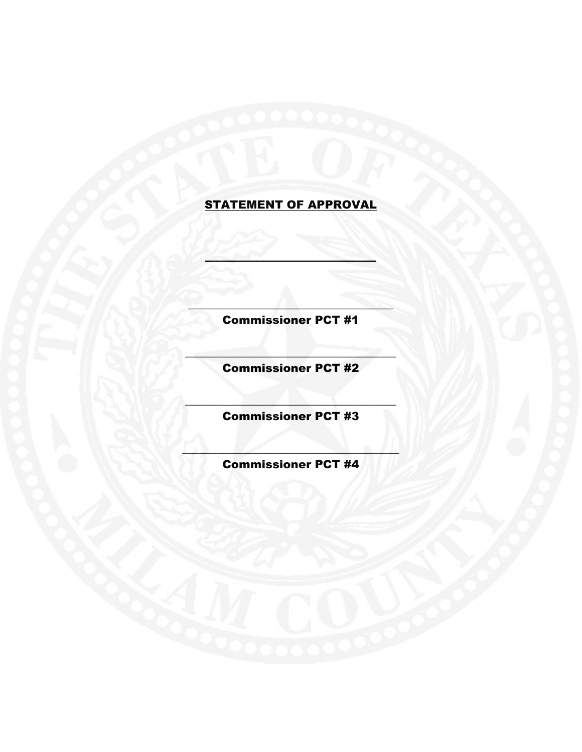**STATEMENT OF APPROVAL**

\_\_\_\_\_\_\_\_\_\_\_\_\_\_\_\_\_\_\_\_\_\_\_\_\_\_\_\_

\_\_\_\_\_\_\_\_\_\_\_\_\_\_\_\_\_\_\_\_\_\_\_\_\_\_\_\_

**Commissioner PCT #1**

\_\_\_\_\_\_\_\_\_\_\_\_\_\_\_\_\_\_\_\_\_\_\_\_\_\_\_\_

**Commissioner PCT #2**

\_\_\_\_\_\_\_\_\_\_\_\_\_\_\_\_\_\_\_\_\_\_\_\_\_\_\_\_

**Commissioner PCT #3**

\_\_\_\_\_\_\_\_\_\_\_\_\_\_\_\_\_\_\_\_\_\_\_\_\_\_\_\_

**Commissioner PCT #4**